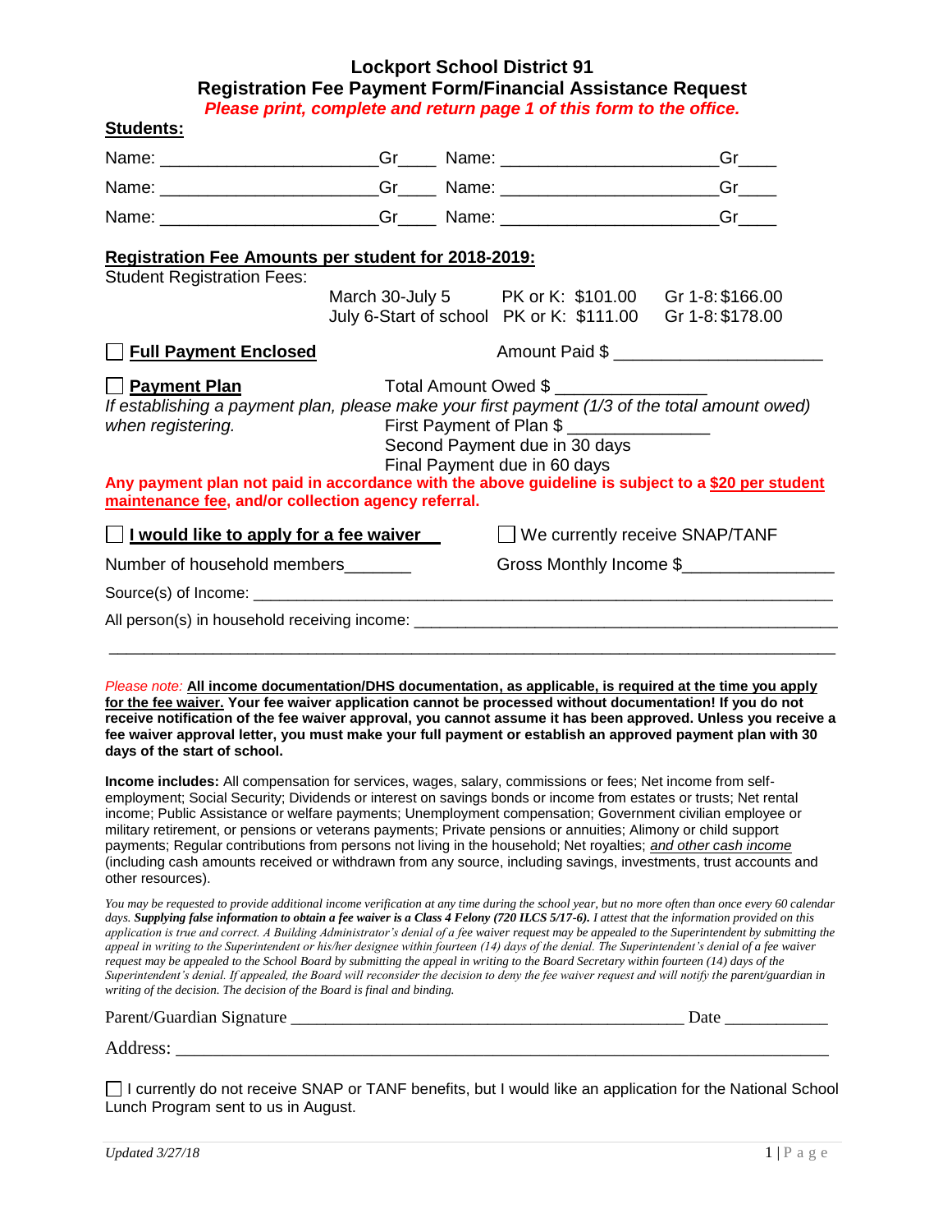# Lockport School District 91
## Registration Fee Payment Form/Financial Assistance Request

***Please print, complete and return page 1 of this form to the office.***

**Students:**

Name: ______________________Gr____ Name: ______________________Gr____

Name: ______________________Gr____ Name: ______________________Gr____

Name: ______________________Gr____ Name: ______________________Gr____

**Registration Fee Amounts per student for 2018-2019:**

Student Registration Fees:

| | | |
|---|---|---|
| March 30-July 5 | PK or K: $101.00 | Gr 1-8: $166.00 |
| July 6-Start of school | PK or K: $111.00 | Gr 1-8: $178.00 |

☐ **Full Payment Enclosed** Amount Paid $ ______________________

☐ **Payment Plan** Total Amount Owed $ ________________

*If establishing a payment plan, please make your first payment (1/3 of the total amount owed) when registering.*

First Payment of Plan $ _______________

Second Payment due in 30 days

Final Payment due in 60 days

**Any payment plan not paid in accordance with the above guideline is subject to a $20 per student maintenance fee, and/or collection agency referral.**

☐ **I would like to apply for a fee waiver** ☐ We currently receive SNAP/TANF

Number of household members_______ Gross Monthly Income $________________

Source(s) of Income: ________________________________________________________________

All person(s) in household receiving income: ____________________________________________

_____________________________________________________________________________

*Please note:* **All income documentation/DHS documentation, as applicable, is required at the time you apply for the fee waiver. Your fee waiver application cannot be processed without documentation! If you do not receive notification of the fee waiver approval, you cannot assume it has been approved. Unless you receive a fee waiver approval letter, you must make your full payment or establish an approved payment plan with 30 days of the start of school.**

**Income includes:** All compensation for services, wages, salary, commissions or fees; Net income from self-employment; Social Security; Dividends or interest on savings bonds or income from estates or trusts; Net rental income; Public Assistance or welfare payments; Unemployment compensation; Government civilian employee or military retirement, or pensions or veterans payments; Private pensions or annuities; Alimony or child support payments; Regular contributions from persons not living in the household; Net royalties; *and other cash income* (including cash amounts received or withdrawn from any source, including savings, investments, trust accounts and other resources).

*You may be requested to provide additional income verification at any time during the school year, but no more often than once every 60 calendar days.* ***Supplying false information to obtain a fee waiver is a Class 4 Felony (720 ILCS 5/17-6).*** *I attest that the information provided on this application is true and correct. A Building Administrator's denial of a fee waiver request may be appealed to the Superintendent by submitting the appeal in writing to the Superintendent or his/her designee within fourteen (14) days of the denial. The Superintendent's denial of a fee waiver request may be appealed to the School Board by submitting the appeal in writing to the Board Secretary within fourteen (14) days of the Superintendent's denial. If appealed, the Board will reconsider the decision to deny the fee waiver request and will notify the parent/guardian in writing of the decision. The decision of the Board is final and binding.*

Parent/Guardian Signature ______________________________________________ Date ____________

Address: _________________________________________________________________________

☐ I currently do not receive SNAP or TANF benefits, but I would like an application for the National School Lunch Program sent to us in August.

*Updated 3/27/18*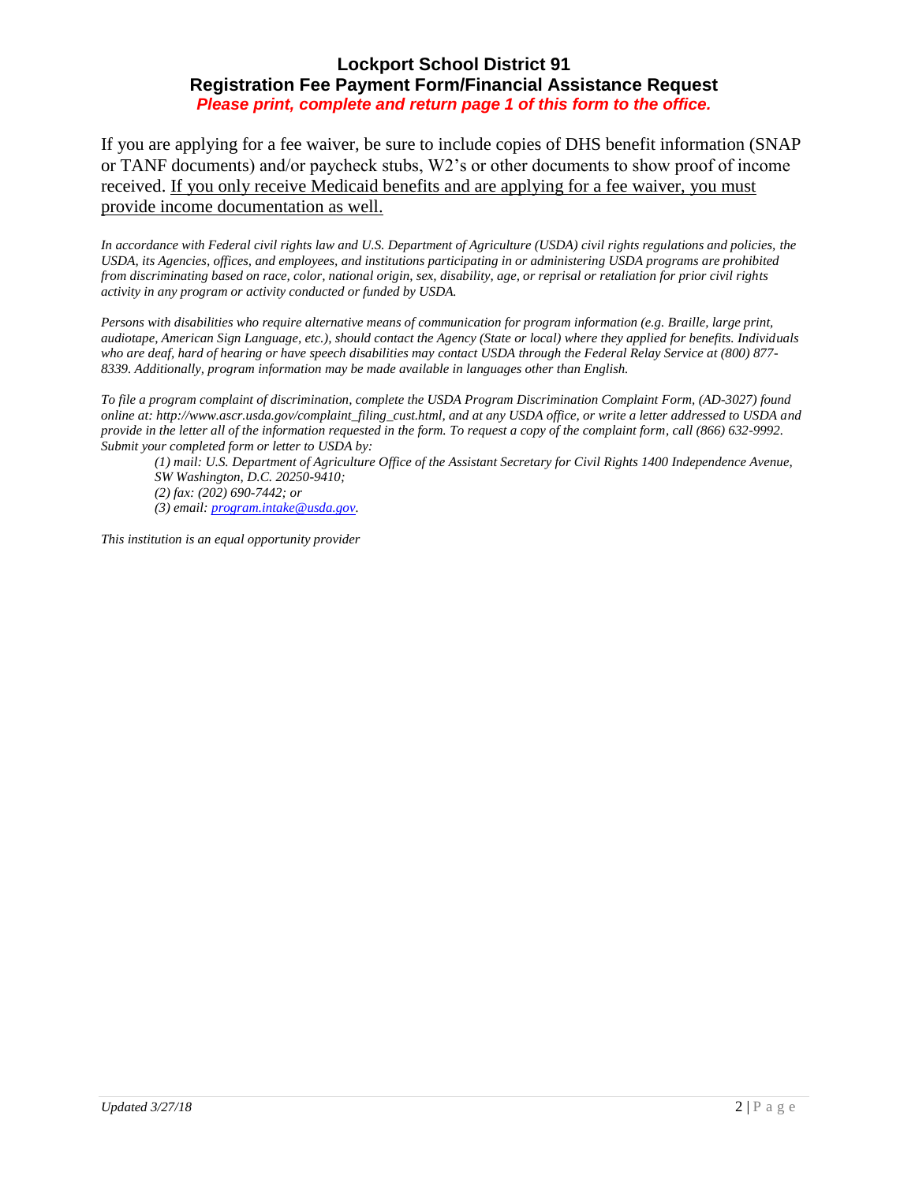# Lockport School District 91
## Registration Fee Payment Form/Financial Assistance Request
***Please print, complete and return page 1 of this form to the office.***

If you are applying for a fee waiver, be sure to include copies of DHS benefit information (SNAP or TANF documents) and/or paycheck stubs, W2's or other documents to show proof of income received. <u>If you only receive Medicaid benefits and are applying for a fee waiver, you must provide income documentation as well.</u>

*In accordance with Federal civil rights law and U.S. Department of Agriculture (USDA) civil rights regulations and policies, the USDA, its Agencies, offices, and employees, and institutions participating in or administering USDA programs are prohibited from discriminating based on race, color, national origin, sex, disability, age, or reprisal or retaliation for prior civil rights activity in any program or activity conducted or funded by USDA.*

*Persons with disabilities who require alternative means of communication for program information (e.g. Braille, large print, audiotape, American Sign Language, etc.), should contact the Agency (State or local) where they applied for benefits. Individuals who are deaf, hard of hearing or have speech disabilities may contact USDA through the Federal Relay Service at (800) 877-8339. Additionally, program information may be made available in languages other than English.*

*To file a program complaint of discrimination, complete the USDA Program Discrimination Complaint Form, (AD-3027) found online at: http://www.ascr.usda.gov/complaint_filing_cust.html, and at any USDA office, or write a letter addressed to USDA and provide in the letter all of the information requested in the form. To request a copy of the complaint form, call (866) 632-9992. Submit your completed form or letter to USDA by:*

> *(1) mail: U.S. Department of Agriculture Office of the Assistant Secretary for Civil Rights 1400 Independence Avenue, SW Washington, D.C. 20250-9410;*
> *(2) fax: (202) 690-7442; or*
> *(3) email: program.intake@usda.gov.*

*This institution is an equal opportunity provider*

*Updated 3/27/18*